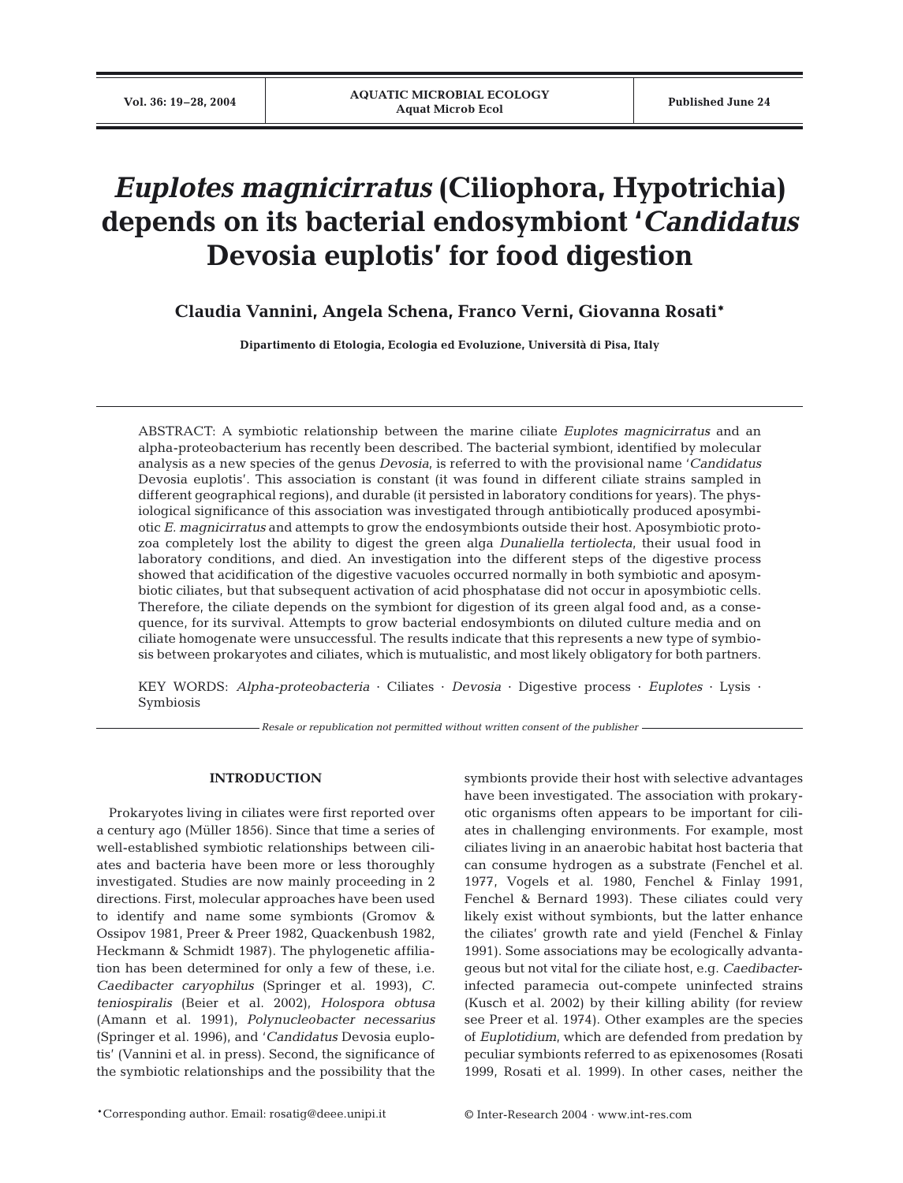# *Euplotes magnicirratus* (Ciliophora, Hypotrichia) depends on its bacterial endosymbiont '*Candidatus* Devosia euplotis' for food digestion

**Claudia Vannini, Angela Schena, Franco Verni, Giovanna Rosati***

**Dipartimento di Etologia, Ecologia ed Evoluzione, Università di Pisa, Italy**

ABSTRACT: A symbiotic relationship between the marine ciliate *Euplotes magnicirratus* and an alpha-proteobacterium has recently been described. The bacterial symbiont, identified by molecular analysis as a new species of the genus *Devosia*, is referred to with the provisional name '*Candidatus* Devosia euplotis'. This association is constant (it was found in different ciliate strains sampled in different geographical regions), and durable (it persisted in laboratory conditions for years). The physiological significance of this association was investigated through antibiotically produced aposymbiotic *E. magnicirratus* and attempts to grow the endosymbionts outside their host. Aposymbiotic protozoa completely lost the ability to digest the green alga *Dunaliella tertiolecta*, their usual food in laboratory conditions, and died. An investigation into the different steps of the digestive process showed that acidification of the digestive vacuoles occurred normally in both symbiotic and aposymbiotic ciliates, but that subsequent activation of acid phosphatase did not occur in aposymbiotic cells. Therefore, the ciliate depends on the symbiont for digestion of its green algal food and, as a consequence, for its survival. Attempts to grow bacterial endosymbionts on diluted culture media and on ciliate homogenate were unsuccessful. The results indicate that this represents a new type of symbiosis between prokaryotes and ciliates, which is mutualistic, and most likely obligatory for both partners.

KEY WORDS: *Alpha-proteobacteria* · Ciliates · *Devosia* · Digestive process · *Euplotes* · Lysis · Symbiosis

*Resale or republication not permitted without written consent of the publisher*

## INTRODUCTION

Prokaryotes living in ciliates were first reported over a century ago (Müller 1856). Since that time a series of well-established symbiotic relationships between ciliates and bacteria have been more or less thoroughly investigated. Studies are now mainly proceeding in 2 directions. First, molecular approaches have been used to identify and name some symbionts (Gromov & Ossipov 1981, Preer & Preer 1982, Quackenbush 1982, Heckmann & Schmidt 1987). The phylogenetic affiliation has been determined for only a few of these, i.e. *Caedibacter caryophilus* (Springer et al. 1993), *C. teniospiralis* (Beier et al. 2002), *Holospora obtusa* (Amann et al. 1991), *Polynucleobacter necessarius* (Springer et al. 1996), and '*Candidatus* Devosia euplotis' (Vannini et al. in press). Second, the significance of the symbiotic relationships and the possibility that the symbionts provide their host with selective advantages have been investigated. The association with prokaryotic organisms often appears to be important for ciliates in challenging environments. For example, most ciliates living in an anaerobic habitat host bacteria that can consume hydrogen as a substrate (Fenchel et al. 1977, Vogels et al. 1980, Fenchel & Finlay 1991, Fenchel & Bernard 1993). These ciliates could very likely exist without symbionts, but the latter enhance the ciliates' growth rate and yield (Fenchel & Finlay 1991). Some associations may be ecologically advantageous but not vital for the ciliate host, e.g. *Caedibacter*-infected paramecia out-compete uninfected strains (Kusch et al. 2002) by their killing ability (for review see Preer et al. 1974). Other examples are the species of *Euplotidium*, which are defended from predation by peculiar symbionts referred to as epixenosomes (Rosati 1999, Rosati et al. 1999). In other cases, neither the

*Corresponding author. Email: rosatig@deee.unipi.it

© Inter-Research 2004 · www.int-res.com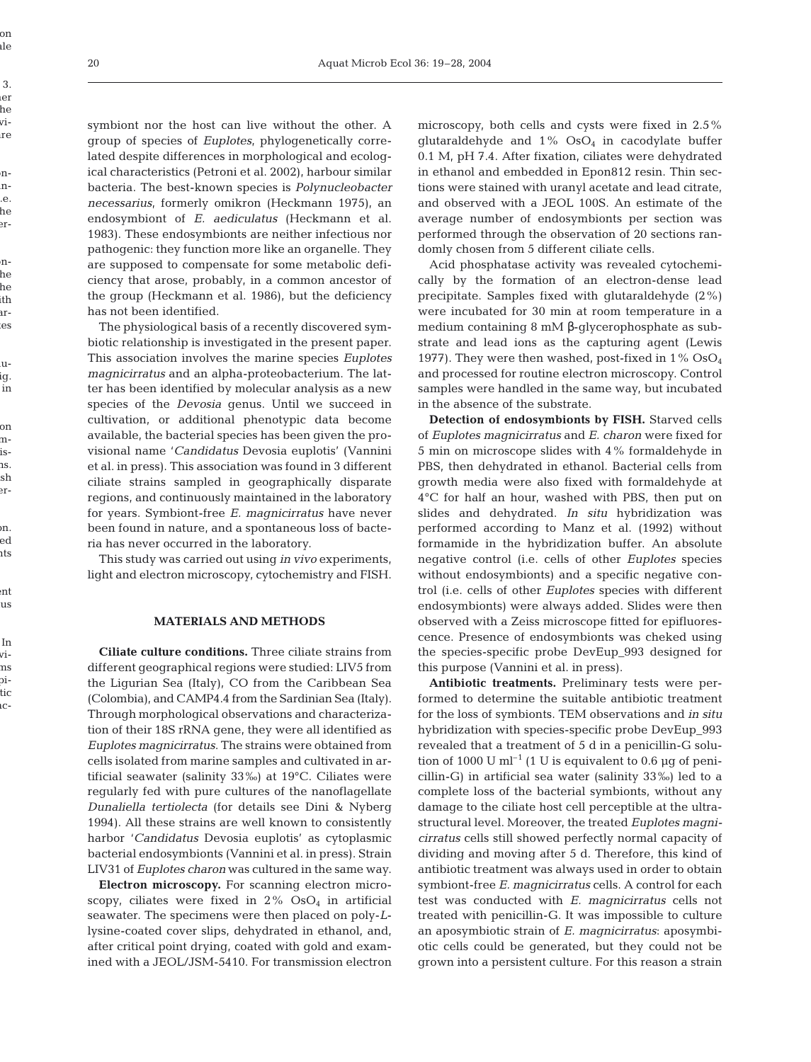symbiont nor the host can live without the other. A group of species of *Euplotes*, phylogenetically correlated despite differences in morphological and ecological characteristics (Petroni et al. 2002), harbour similar bacteria. The best-known species is *Polynucleobacter necessarius*, formerly omikron (Heckmann 1975), an endosymbiont of *E. aediculatus* (Heckmann et al. 1983). These endosymbionts are neither infectious nor pathogenic: they function more like an organelle. They are supposed to compensate for some metabolic deficiency that arose, probably, in a common ancestor of the group (Heckmann et al. 1986), but the deficiency has not been identified.

The physiological basis of a recently discovered symbiotic relationship is investigated in the present paper. This association involves the marine species *Euplotes magnicirratus* and an alpha-proteobacterium. The latter has been identified by molecular analysis as a new species of the *Devosia* genus. Until we succeed in cultivation, or additional phenotypic data become available, the bacterial species has been given the provisional name '*Candidatus* Devosia euplotis' (Vannini et al. in press). This association was found in 3 different ciliate strains sampled in geographically disparate regions, and continuously maintained in the laboratory for years. Symbiont-free *E. magnicirratus* have never been found in nature, and a spontaneous loss of bacteria has never occurred in the laboratory.

This study was carried out using *in vivo* experiments, light and electron microscopy, cytochemistry and FISH.

## MATERIALS AND METHODS

**Ciliate culture conditions.** Three ciliate strains from different geographical regions were studied: LIV5 from the Ligurian Sea (Italy), CO from the Caribbean Sea (Colombia), and CAMP4.4 from the Sardinian Sea (Italy). Through morphological observations and characterization of their 18S rRNA gene, they were all identified as *Euplotes magnicirratus*. The strains were obtained from cells isolated from marine samples and cultivated in artificial seawater (salinity 33‰) at 19°C. Ciliates were regularly fed with pure cultures of the nanoflagellate *Dunaliella tertiolecta* (for details see Dini & Nyberg 1994). All these strains are well known to consistently harbor '*Candidatus* Devosia euplotis' as cytoplasmic bacterial endosymbionts (Vannini et al. in press). Strain LIV31 of *Euplotes charon* was cultured in the same way.

**Electron microscopy.** For scanning electron microscopy, ciliates were fixed in 2% $OsO_4$ in artificial seawater. The specimens were then placed on poly-*L*-lysine-coated cover slips, dehydrated in ethanol, and, after critical point drying, coated with gold and examined with a JEOL/JSM-5410. For transmission electron microscopy, both cells and cysts were fixed in 2.5% glutaraldehyde and 1% $OsO_4$ in cacodylate buffer 0.1 M, pH 7.4. After fixation, ciliates were dehydrated in ethanol and embedded in Epon812 resin. Thin sections were stained with uranyl acetate and lead citrate, and observed with a JEOL 100S. An estimate of the average number of endosymbionts per section was performed through the observation of 20 sections randomly chosen from 5 different ciliate cells.

Acid phosphatase activity was revealed cytochemically by the formation of an electron-dense lead precipitate. Samples fixed with glutaraldehyde (2%) were incubated for 30 min at room temperature in a medium containing 8 mM β-glycerophosphate as substrate and lead ions as the capturing agent (Lewis 1977). They were then washed, post-fixed in 1% $OsO_4$ and processed for routine electron microscopy. Control samples were handled in the same way, but incubated in the absence of the substrate.

**Detection of endosymbionts by FISH.** Starved cells of *Euplotes magnicirratus* and *E. charon* were fixed for 5 min on microscope slides with 4% formaldehyde in PBS, then dehydrated in ethanol. Bacterial cells from growth media were also fixed with formaldehyde at 4°C for half an hour, washed with PBS, then put on slides and dehydrated. *In situ* hybridization was performed according to Manz et al. (1992) without formamide in the hybridization buffer. An absolute negative control (i.e. cells of other *Euplotes* species without endosymbionts) and a specific negative control (i.e. cells of other *Euplotes* species with different endosymbionts) were always added. Slides were then observed with a Zeiss microscope fitted for epifluorescence. Presence of endosymbionts was cheked using the species-specific probe DevEup_993 designed for this purpose (Vannini et al. in press).

**Antibiotic treatments.** Preliminary tests were performed to determine the suitable antibiotic treatment for the loss of symbionts. TEM observations and *in situ* hybridization with species-specific probe DevEup_993 revealed that a treatment of 5 d in a penicillin-G solution of 1000 U $ml^{-1}$ (1 U is equivalent to 0.6 µg of penicillin-G) in artificial sea water (salinity 33‰) led to a complete loss of the bacterial symbionts, without any damage to the ciliate host cell perceptible at the ultrastructural level. Moreover, the treated *Euplotes magnicirratus* cells still showed perfectly normal capacity of dividing and moving after 5 d. Therefore, this kind of antibiotic treatment was always used in order to obtain symbiont-free *E. magnicirratus* cells. A control for each test was conducted with *E. magnicirratus* cells not treated with penicillin-G. It was impossible to culture an aposymbiotic strain of *E. magnicirratus*: aposymbiotic cells could be generated, but they could not be grown into a persistent culture. For this reason a strain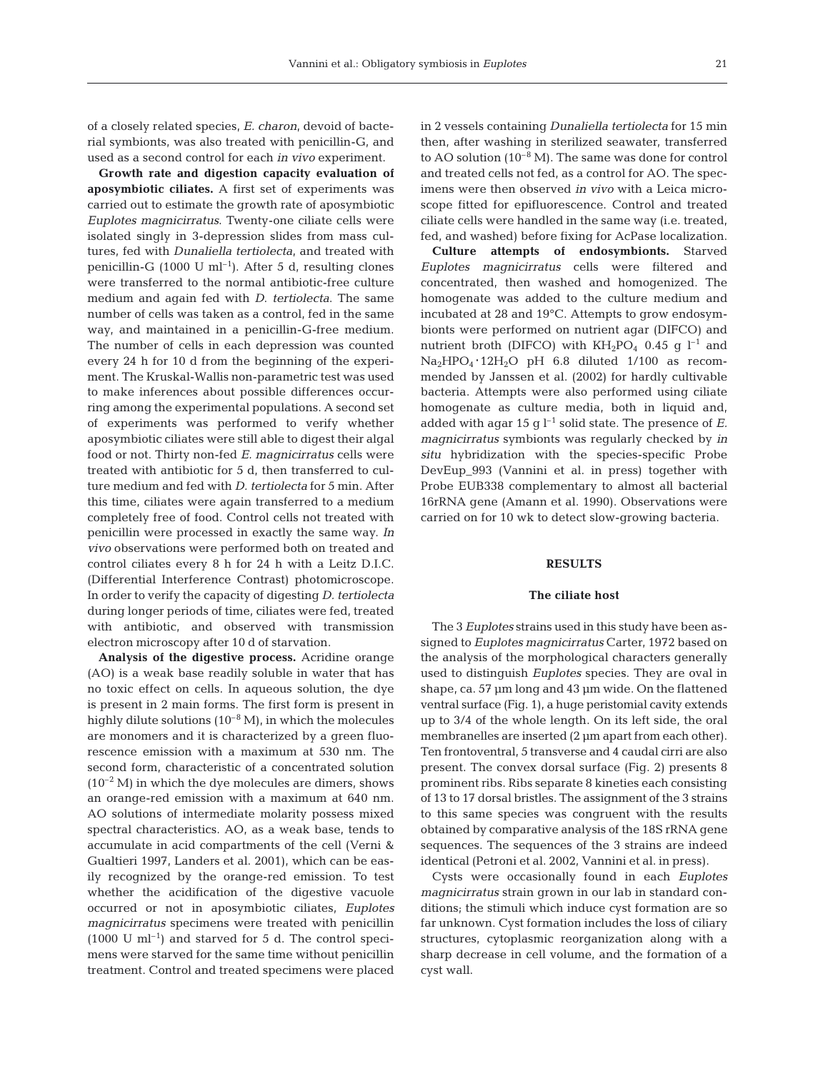of a closely related species, *E. charon*, devoid of bacterial symbionts, was also treated with penicillin-G, and used as a second control for each *in vivo* experiment.

**Growth rate and digestion capacity evaluation of aposymbiotic ciliates.** A first set of experiments was carried out to estimate the growth rate of aposymbiotic *Euplotes magnicirratus*. Twenty-one ciliate cells were isolated singly in 3-depression slides from mass cultures, fed with *Dunaliella tertiolecta*, and treated with penicillin-G (1000 U $ml^{-1}$). After 5 d, resulting clones were transferred to the normal antibiotic-free culture medium and again fed with *D. tertiolecta*. The same number of cells was taken as a control, fed in the same way, and maintained in a penicillin-G-free medium. The number of cells in each depression was counted every 24 h for 10 d from the beginning of the experiment. The Kruskal-Wallis non-parametric test was used to make inferences about possible differences occurring among the experimental populations. A second set of experiments was performed to verify whether aposymbiotic ciliates were still able to digest their algal food or not. Thirty non-fed *E. magnicirratus* cells were treated with antibiotic for 5 d, then transferred to culture medium and fed with *D. tertiolecta* for 5 min. After this time, ciliates were again transferred to a medium completely free of food. Control cells not treated with penicillin were processed in exactly the same way. *In vivo* observations were performed both on treated and control ciliates every 8 h for 24 h with a Leitz D.I.C. (Differential Interference Contrast) photomicroscope. In order to verify the capacity of digesting *D. tertiolecta* during longer periods of time, ciliates were fed, treated with antibiotic, and observed with transmission electron microscopy after 10 d of starvation.

**Analysis of the digestive process.** Acridine orange (AO) is a weak base readily soluble in water that has no toxic effect on cells. In aqueous solution, the dye is present in 2 main forms. The first form is present in highly dilute solutions ($10^{-8}$ M), in which the molecules are monomers and it is characterized by a green fluorescence emission with a maximum at 530 nm. The second form, characteristic of a concentrated solution ($10^{-2}$ M) in which the dye molecules are dimers, shows an orange-red emission with a maximum at 640 nm. AO solutions of intermediate molarity possess mixed spectral characteristics. AO, as a weak base, tends to accumulate in acid compartments of the cell (Verni & Gualtieri 1997, Landers et al. 2001), which can be easily recognized by the orange-red emission. To test whether the acidification of the digestive vacuole occurred or not in aposymbiotic ciliates, *Euplotes magnicirratus* specimens were treated with penicillin (1000 U $ml^{-1}$) and starved for 5 d. The control specimens were starved for the same time without penicillin treatment. Control and treated specimens were placed in 2 vessels containing *Dunaliella tertiolecta* for 15 min then, after washing in sterilized seawater, transferred to AO solution ($10^{-8}$ M). The same was done for control and treated cells not fed, as a control for AO. The specimens were then observed *in vivo* with a Leica microscope fitted for epifluorescence. Control and treated ciliate cells were handled in the same way (i.e. treated, fed, and washed) before fixing for AcPase localization.

**Culture attempts of endosymbionts.** Starved *Euplotes magnicirratus* cells were filtered and concentrated, then washed and homogenized. The homogenate was added to the culture medium and incubated at 28 and 19°C. Attempts to grow endosymbionts were performed on nutrient agar (DIFCO) and nutrient broth (DIFCO) with $KH_2PO_4$ 0.45 g $l^{-1}$ and $Na_2HPO_4 \cdot 12H_2O$ pH 6.8 diluted 1/100 as recommended by Janssen et al. (2002) for hardly cultivable bacteria. Attempts were also performed using ciliate homogenate as culture media, both in liquid and, added with agar 15 g $l^{-1}$ solid state. The presence of *E. magnicirratus* symbionts was regularly checked by *in situ* hybridization with the species-specific Probe DevEup_993 (Vannini et al. in press) together with Probe EUB338 complementary to almost all bacterial 16rRNA gene (Amann et al. 1990). Observations were carried on for 10 wk to detect slow-growing bacteria.

## RESULTS

### The ciliate host

The 3 *Euplotes* strains used in this study have been assigned to *Euplotes magnicirratus* Carter, 1972 based on the analysis of the morphological characters generally used to distinguish *Euplotes* species. They are oval in shape, ca. 57 µm long and 43 µm wide. On the flattened ventral surface (Fig. 1), a huge peristomial cavity extends up to 3/4 of the whole length. On its left side, the oral membranelles are inserted (2 µm apart from each other). Ten frontoventral, 5 transverse and 4 caudal cirri are also present. The convex dorsal surface (Fig. 2) presents 8 prominent ribs. Ribs separate 8 kineties each consisting of 13 to 17 dorsal bristles. The assignment of the 3 strains to this same species was congruent with the results obtained by comparative analysis of the 18S rRNA gene sequences. The sequences of the 3 strains are indeed identical (Petroni et al. 2002, Vannini et al. in press).

Cysts were occasionally found in each *Euplotes magnicirratus* strain grown in our lab in standard conditions; the stimuli which induce cyst formation are so far unknown. Cyst formation includes the loss of ciliary structures, cytoplasmic reorganization along with a sharp decrease in cell volume, and the formation of a cyst wall.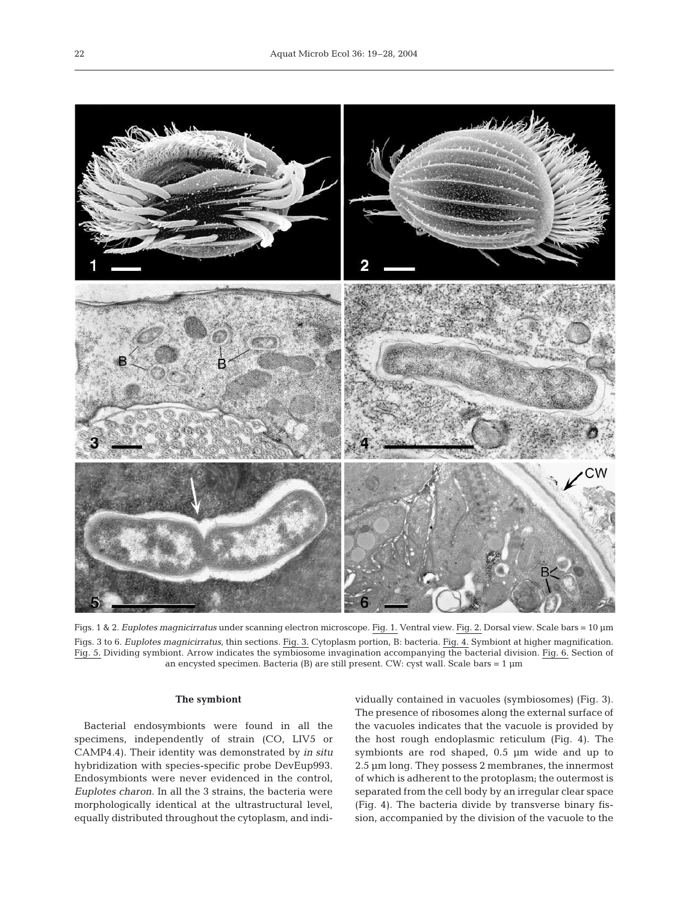Figs. 1 & 2. *Euplotes magnicirratus* under scanning electron microscope. Fig. 1. Ventral view. Fig. 2. Dorsal view. Scale bars = 10 µm

Figs. 3 to 6. *Euplotes magnicirratus*, thin sections. Fig. 3. Cytoplasm portion, B: bacteria. Fig. 4. Symbiont at higher magnification. Fig. 5. Dividing symbiont. Arrow indicates the symbiosome invagination accompanying the bacterial division. Fig. 6. Section of an encysted specimen. Bacteria (B) are still present. CW: cyst wall. Scale bars = 1 µm

### The symbiont

Bacterial endosymbionts were found in all the specimens, independently of strain (CO, LIV5 or CAMP4.4). Their identity was demonstrated by *in situ* hybridization with species-specific probe DevEup993. Endosymbionts were never evidenced in the control, *Euplotes charon*. In all the 3 strains, the bacteria were morphologically identical at the ultrastructural level, equally distributed throughout the cytoplasm, and individually contained in vacuoles (symbiosomes) (Fig. 3). The presence of ribosomes along the external surface of the vacuoles indicates that the vacuole is provided by the host rough endoplasmic reticulum (Fig. 4). The symbionts are rod shaped, 0.5 µm wide and up to 2.5 µm long. They possess 2 membranes, the innermost of which is adherent to the protoplasm; the outermost is separated from the cell body by an irregular clear space (Fig. 4). The bacteria divide by transverse binary fission, accompanied by the division of the vacuole to the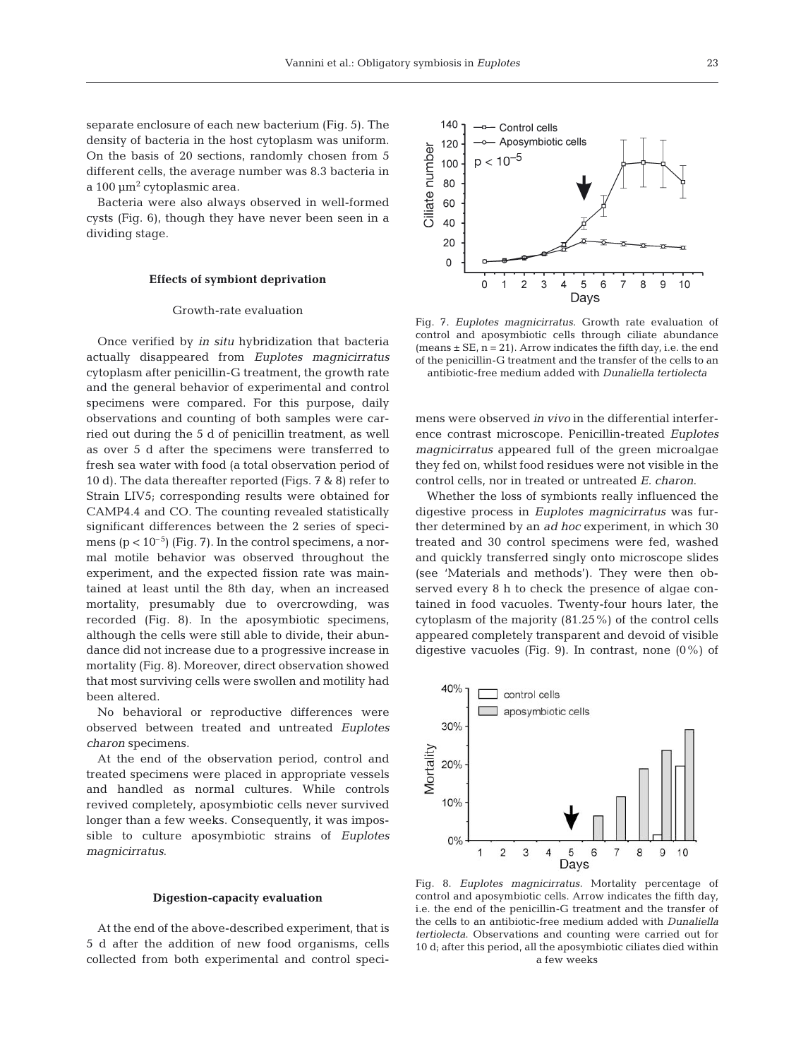separate enclosure of each new bacterium (Fig. 5). The density of bacteria in the host cytoplasm was uniform. On the basis of 20 sections, randomly chosen from 5 different cells, the average number was 8.3 bacteria in a 100 µm$^2$ cytoplasmic area.

Bacteria were also always observed in well-formed cysts (Fig. 6), though they have never been seen in a dividing stage.

### Effects of symbiont deprivation

#### Growth-rate evaluation

Once verified by *in situ* hybridization that bacteria actually disappeared from *Euplotes magnicirratus* cytoplasm after penicillin-G treatment, the growth rate and the general behavior of experimental and control specimens were compared. For this purpose, daily observations and counting of both samples were carried out during the 5 d of penicillin treatment, as well as over 5 d after the specimens were transferred to fresh sea water with food (a total observation period of 10 d). The data thereafter reported (Figs. 7 & 8) refer to Strain LIV5; corresponding results were obtained for CAMP4.4 and CO. The counting revealed statistically significant differences between the 2 series of specimens ($p < 10^{-5}$) (Fig. 7). In the control specimens, a normal motile behavior was observed throughout the experiment, and the expected fission rate was maintained at least until the 8th day, when an increased mortality, presumably due to overcrowding, was recorded (Fig. 8). In the aposymbiotic specimens, although the cells were still able to divide, their abundance did not increase due to a progressive increase in mortality (Fig. 8). Moreover, direct observation showed that most surviving cells were swollen and motility had been altered.

No behavioral or reproductive differences were observed between treated and untreated *Euplotes charon* specimens.

At the end of the observation period, control and treated specimens were placed in appropriate vessels and handled as normal cultures. While controls revived completely, aposymbiotic cells never survived longer than a few weeks. Consequently, it was impossible to culture aposymbiotic strains of *Euplotes magnicirratus*.

### Digestion-capacity evaluation

At the end of the above-described experiment, that is 5 d after the addition of new food organisms, cells collected from both experimental and control specimens were observed *in vivo* in the differential interference contrast microscope. Penicillin-treated *Euplotes magnicirratus* appeared full of the green microalgae they fed on, whilst food residues were not visible in the control cells, nor in treated or untreated *E. charon*.

Whether the loss of symbionts really influenced the digestive process in *Euplotes magnicirratus* was further determined by an *ad hoc* experiment, in which 30 treated and 30 control specimens were fed, washed and quickly transferred singly onto microscope slides (see 'Materials and methods'). They were then observed every 8 h to check the presence of algae contained in food vacuoles. Twenty-four hours later, the cytoplasm of the majority (81.25%) of the control cells appeared completely transparent and devoid of visible digestive vacuoles (Fig. 9). In contrast, none (0%) of

Fig. 7. *Euplotes magnicirratus*. Growth rate evaluation of control and aposymbiotic cells through ciliate abundance (means ± SE, n = 21). Arrow indicates the fifth day, i.e. the end of the penicillin-G treatment and the transfer of the cells to an antibiotic-free medium added with *Dunaliella tertiolecta*

Fig. 8. *Euplotes magnicirratus*. Mortality percentage of control and aposymbiotic cells. Arrow indicates the fifth day, i.e. the end of the penicillin-G treatment and the transfer of the cells to an antibiotic-free medium added with *Dunaliella tertiolecta*. Observations and counting were carried out for 10 d; after this period, all the aposymbiotic ciliates died within a few weeks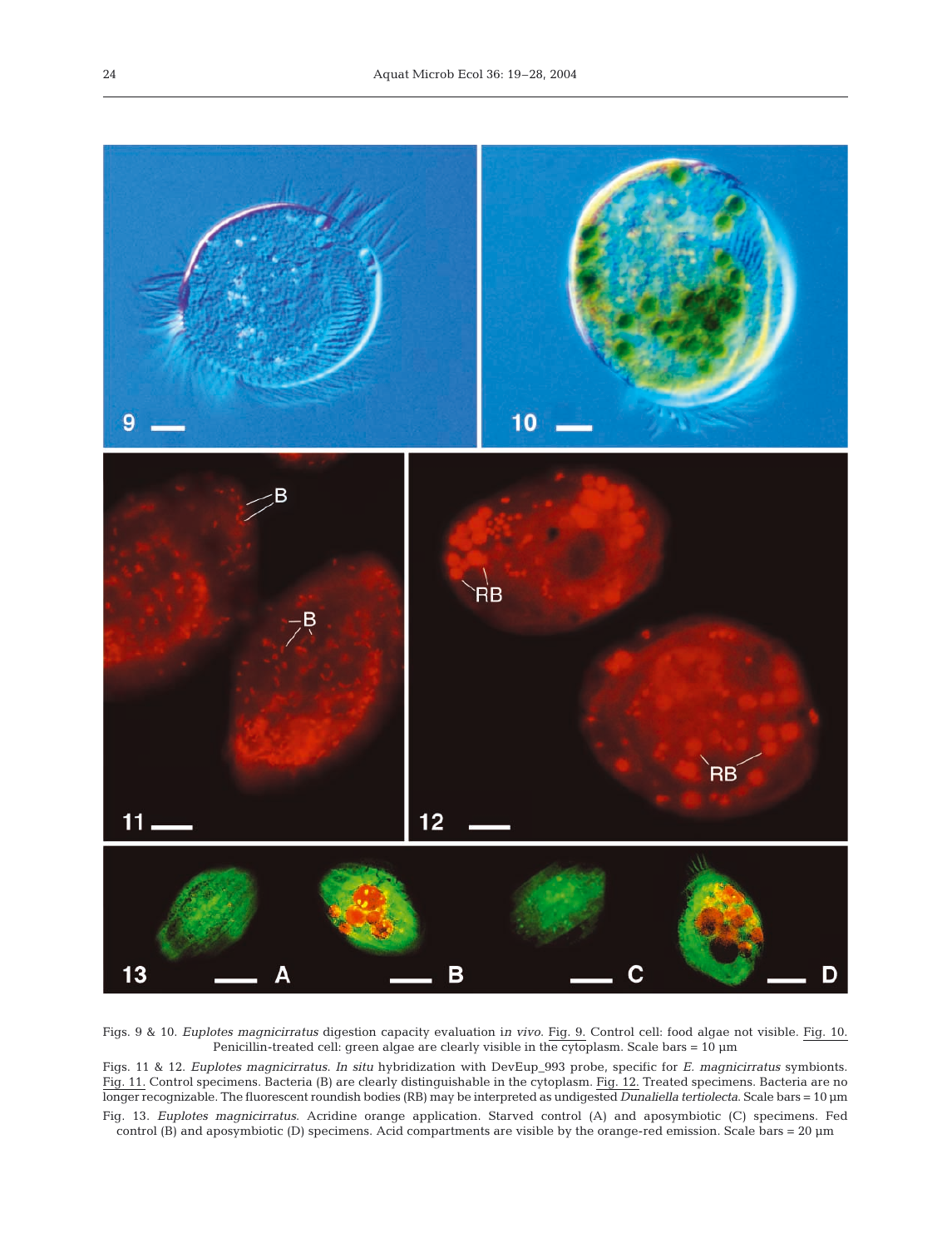Figs. 9 & 10. *Euplotes magnicirratus* digestion capacity evaluation *in vivo*. Fig. 9. Control cell: food algae not visible. Fig. 10. Penicillin-treated cell: green algae are clearly visible in the cytoplasm. Scale bars = 10 µm

Figs. 11 & 12. *Euplotes magnicirratus*. *In situ* hybridization with DevEup_993 probe, specific for *E. magnicirratus* symbionts. Fig. 11. Control specimens. Bacteria (B) are clearly distinguishable in the cytoplasm. Fig. 12. Treated specimens. Bacteria are no longer recognizable. The fluorescent roundish bodies (RB) may be interpreted as undigested *Dunaliella tertiolecta*. Scale bars = 10 µm

Fig. 13. *Euplotes magnicirratus*. Acridine orange application. Starved control (A) and aposymbiotic (C) specimens. Fed control (B) and aposymbiotic (D) specimens. Acid compartments are visible by the orange-red emission. Scale bars = 20 µm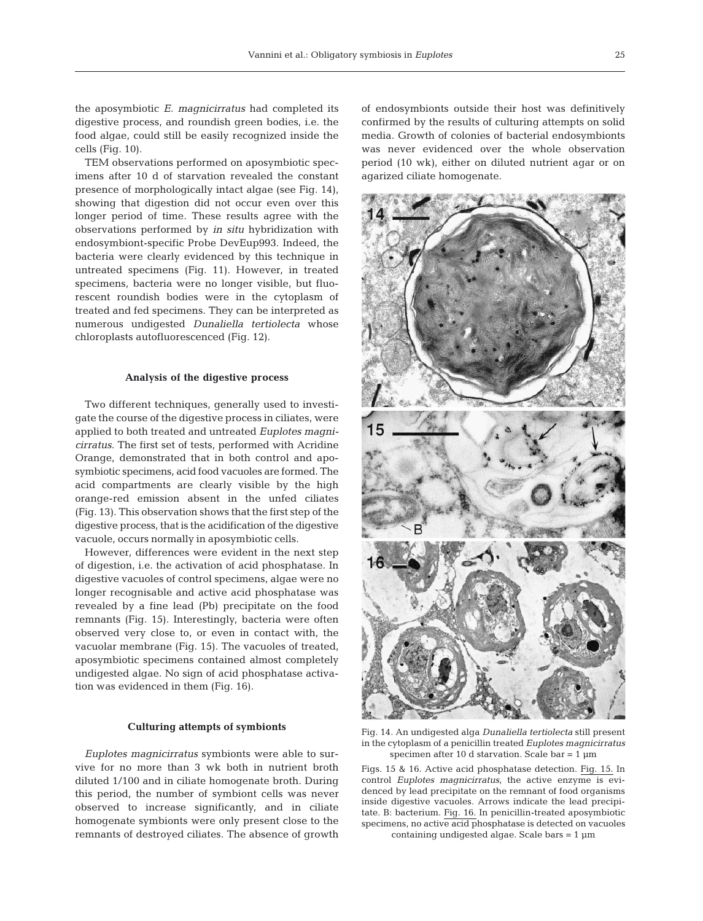the aposymbiotic *E. magnicirratus* had completed its digestive process, and roundish green bodies, i.e. the food algae, could still be easily recognized inside the cells (Fig. 10).

TEM observations performed on aposymbiotic specimens after 10 d of starvation revealed the constant presence of morphologically intact algae (see Fig. 14), showing that digestion did not occur even over this longer period of time. These results agree with the observations performed by *in situ* hybridization with endosymbiont-specific Probe DevEup993. Indeed, the bacteria were clearly evidenced by this technique in untreated specimens (Fig. 11). However, in treated specimens, bacteria were no longer visible, but fluorescent roundish bodies were in the cytoplasm of treated and fed specimens. They can be interpreted as numerous undigested *Dunaliella tertiolecta* whose chloroplasts autofluoresced (Fig. 12).

### Analysis of the digestive process

Two different techniques, generally used to investigate the course of the digestive process in ciliates, were applied to both treated and untreated *Euplotes magnicirratus*. The first set of tests, performed with Acridine Orange, demonstrated that in both control and aposymbiotic specimens, acid food vacuoles are formed. The acid compartments are clearly visible by the high orange-red emission absent in the unfed ciliates (Fig. 13). This observation shows that the first step of the digestive process, that is the acidification of the digestive vacuole, occurs normally in aposymbiotic cells.

However, differences were evident in the next step of digestion, i.e. the activation of acid phosphatase. In digestive vacuoles of control specimens, algae were no longer recognisable and active acid phosphatase was revealed by a fine lead (Pb) precipitate on the food remnants (Fig. 15). Interestingly, bacteria were often observed very close to, or even in contact with, the vacuolar membrane (Fig. 15). The vacuoles of treated, aposymbiotic specimens contained almost completely undigested algae. No sign of acid phosphatase activation was evidenced in them (Fig. 16).

### Culturing attempts of symbionts

*Euplotes magnicirratus* symbionts were able to survive for no more than 3 wk both in nutrient broth diluted 1/100 and in ciliate homogenate broth. During this period, the number of symbiont cells was never observed to increase significantly, and in ciliate homogenate symbionts were only present close to the remnants of destroyed ciliates. The absence of growth of endosymbionts outside their host was definitively confirmed by the results of culturing attempts on solid media. Growth of colonies of bacterial endosymbionts was never evidenced over the whole observation period (10 wk), either on diluted nutrient agar or on agarized ciliate homogenate.

Fig. 14. An undigested alga *Dunaliella tertiolecta* still present in the cytoplasm of a penicillin treated *Euplotes magnicirratus* specimen after 10 d starvation. Scale bar = 1 µm

Figs. 15 & 16. Active acid phosphatase detection. Fig. 15. In control *Euplotes magnicirratus*, the active enzyme is evidenced by lead precipitate on the remnant of food organisms inside digestive vacuoles. Arrows indicate the lead precipitate. B: bacterium. Fig. 16. In penicillin-treated aposymbiotic specimens, no active acid phosphatase is detected on vacuoles containing undigested algae. Scale bars = 1 µm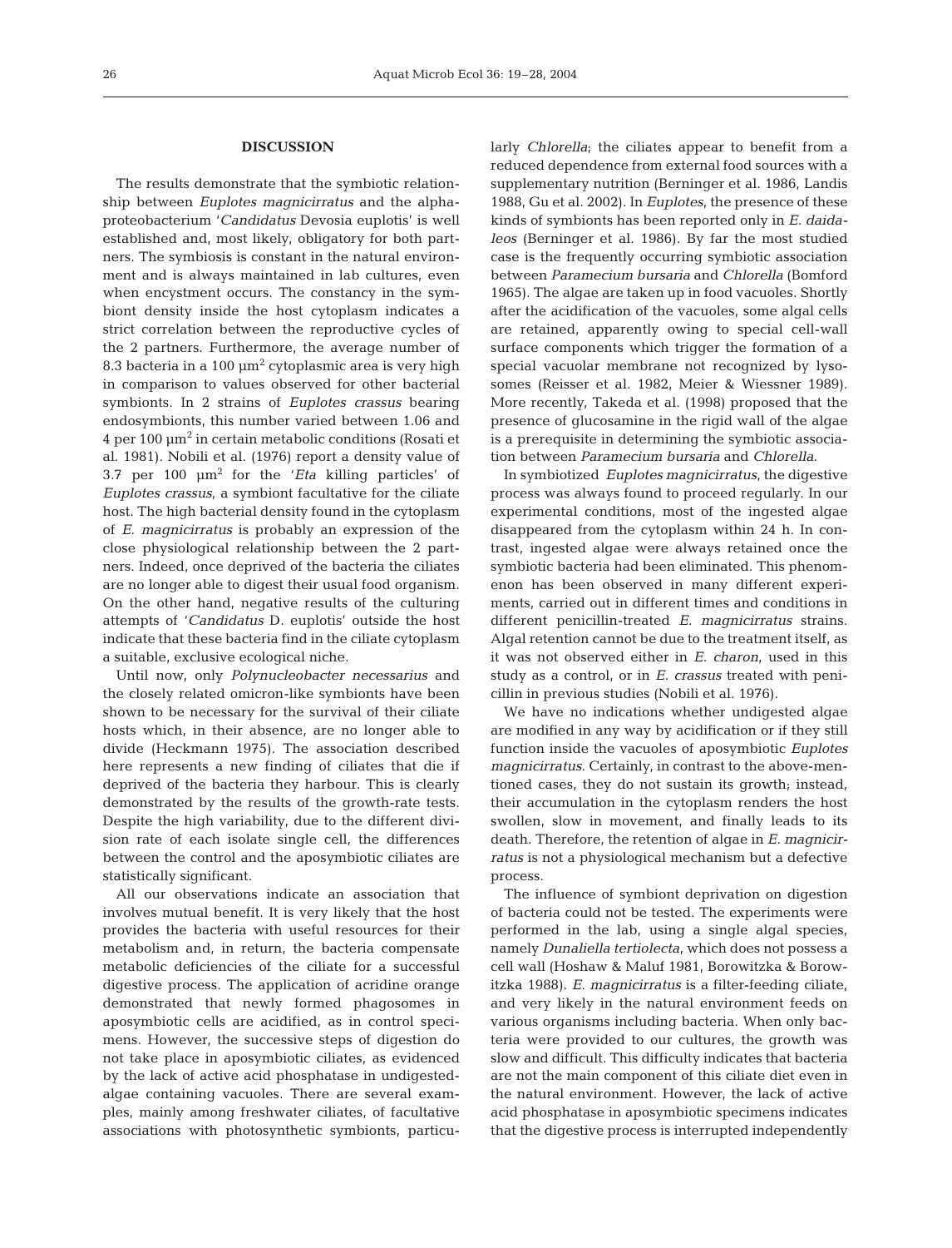## DISCUSSION

The results demonstrate that the symbiotic relationship between *Euplotes magnicirratus* and the alphaproteobacterium '*Candidatus* Devosia euplotis' is well established and, most likely, obligatory for both partners. The symbiosis is constant in the natural environment and is always maintained in lab cultures, even when encystment occurs. The constancy in the symbiont density inside the host cytoplasm indicates a strict correlation between the reproductive cycles of the 2 partners. Furthermore, the average number of 8.3 bacteria in a 100 $\mu m^2$ cytoplasmic area is very high in comparison to values observed for other bacterial symbionts. In 2 strains of *Euplotes crassus* bearing endosymbionts, this number varied between 1.06 and 4 per 100 $\mu m^2$ in certain metabolic conditions (Rosati et al. 1981). Nobili et al. (1976) report a density value of 3.7 per 100 $\mu m^2$ for the '*Eta* killing particles' of *Euplotes crassus*, a symbiont facultative for the ciliate host. The high bacterial density found in the cytoplasm of *E. magnicirratus* is probably an expression of the close physiological relationship between the 2 partners. Indeed, once deprived of the bacteria the ciliates are no longer able to digest their usual food organism. On the other hand, negative results of the culturing attempts of '*Candidatus* D. euplotis' outside the host indicate that these bacteria find in the ciliate cytoplasm a suitable, exclusive ecological niche.

Until now, only *Polynucleobacter necessarius* and the closely related omicron-like symbionts have been shown to be necessary for the survival of their ciliate hosts which, in their absence, are no longer able to divide (Heckmann 1975). The association described here represents a new finding of ciliates that die if deprived of the bacteria they harbour. This is clearly demonstrated by the results of the growth-rate tests. Despite the high variability, due to the different division rate of each isolate single cell, the differences between the control and the aposymbiotic ciliates are statistically significant.

All our observations indicate an association that involves mutual benefit. It is very likely that the host provides the bacteria with useful resources for their metabolism and, in return, the bacteria compensate metabolic deficiencies of the ciliate for a successful digestive process. The application of acridine orange demonstrated that newly formed phagosomes in aposymbiotic cells are acidified, as in control specimens. However, the successive steps of digestion do not take place in aposymbiotic ciliates, as evidenced by the lack of active acid phosphatase in undigested-algae containing vacuoles. There are several examples, mainly among freshwater ciliates, of facultative associations with photosynthetic symbionts, particularly *Chlorella*; the ciliates appear to benefit from a reduced dependence from external food sources with a supplementary nutrition (Berninger et al. 1986, Landis 1988, Gu et al. 2002). In *Euplotes*, the presence of these kinds of symbionts has been reported only in *E. daidaleos* (Berninger et al. 1986). By far the most studied case is the frequently occurring symbiotic association between *Paramecium bursaria* and *Chlorella* (Bomford 1965). The algae are taken up in food vacuoles. Shortly after the acidification of the vacuoles, some algal cells are retained, apparently owing to special cell-wall surface components which trigger the formation of a special vacuolar membrane not recognized by lysosomes (Reisser et al. 1982, Meier & Wiessner 1989). More recently, Takeda et al. (1998) proposed that the presence of glucosamine in the rigid wall of the algae is a prerequisite in determining the symbiotic association between *Paramecium bursaria* and *Chlorella*.

In symbiotized *Euplotes magnicirratus*, the digestive process was always found to proceed regularly. In our experimental conditions, most of the ingested algae disappeared from the cytoplasm within 24 h. In contrast, ingested algae were always retained once the symbiotic bacteria had been eliminated. This phenomenon has been observed in many different experiments, carried out in different times and conditions in different penicillin-treated *E. magnicirratus* strains. Algal retention cannot be due to the treatment itself, as it was not observed either in *E. charon*, used in this study as a control, or in *E. crassus* treated with penicillin in previous studies (Nobili et al. 1976).

We have no indications whether undigested algae are modified in any way by acidification or if they still function inside the vacuoles of aposymbiotic *Euplotes magnicirratus*. Certainly, in contrast to the above-mentioned cases, they do not sustain its growth; instead, their accumulation in the cytoplasm renders the host swollen, slow in movement, and finally leads to its death. Therefore, the retention of algae in *E. magnicirratus* is not a physiological mechanism but a defective process.

The influence of symbiont deprivation on digestion of bacteria could not be tested. The experiments were performed in the lab, using a single algal species, namely *Dunaliella tertiolecta*, which does not possess a cell wall (Hoshaw & Maluf 1981, Borowitzka & Borowitzka 1988). *E. magnicirratus* is a filter-feeding ciliate, and very likely in the natural environment feeds on various organisms including bacteria. When only bacteria were provided to our cultures, the growth was slow and difficult. This difficulty indicates that bacteria are not the main component of this ciliate diet even in the natural environment. However, the lack of active acid phosphatase in aposymbiotic specimens indicates that the digestive process is interrupted independently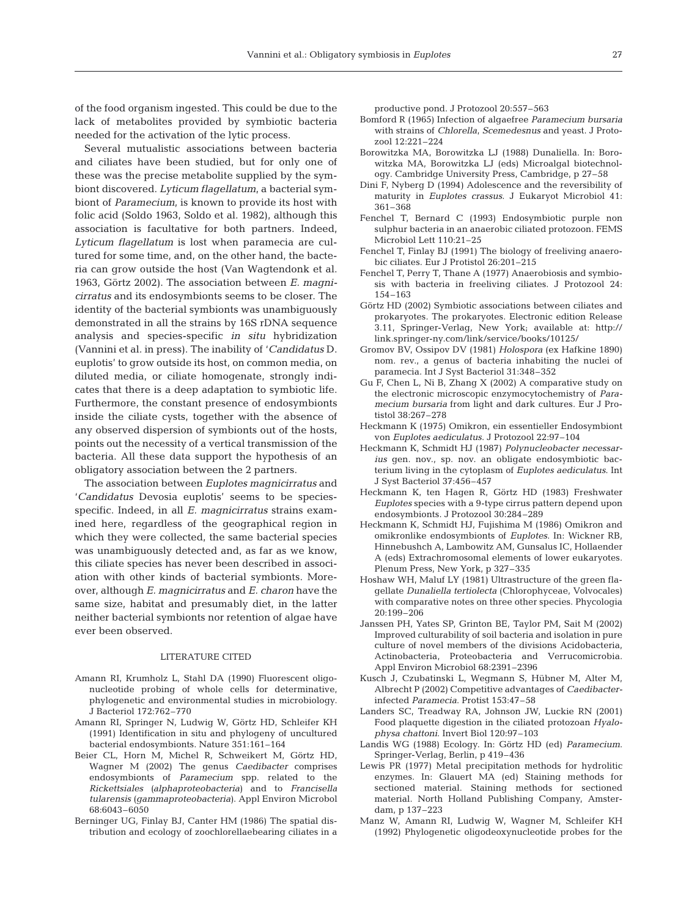of the food organism ingested. This could be due to the lack of metabolites provided by symbiotic bacteria needed for the activation of the lytic process.

Several mutualistic associations between bacteria and ciliates have been studied, but for only one of these was the precise metabolite supplied by the symbiont discovered. *Lyticum flagellatum*, a bacterial symbiont of *Paramecium*, is known to provide its host with folic acid (Soldo 1963, Soldo et al. 1982), although this association is facultative for both partners. Indeed, *Lyticum flagellatum* is lost when paramecia are cultured for some time, and, on the other hand, the bacteria can grow outside the host (Van Wagtendonk et al. 1963, Görtz 2002). The association between *E. magnicirratus* and its endosymbionts seems to be closer. The identity of the bacterial symbionts was unambiguously demonstrated in all the strains by 16S rDNA sequence analysis and species-specific *in situ* hybridization (Vannini et al. in press). The inability of '*Candidatus* D. euplotis' to grow outside its host, on common media, on diluted media, or ciliate homogenate, strongly indicates that there is a deep adaptation to symbiotic life. Furthermore, the constant presence of endosymbionts inside the ciliate cysts, together with the absence of any observed dispersion of symbionts out of the hosts, points out the necessity of a vertical transmission of the bacteria. All these data support the hypothesis of an obligatory association between the 2 partners.

The association between *Euplotes magnicirratus* and '*Candidatus* Devosia euplotis' seems to be species-specific. Indeed, in all *E. magnicirratus* strains examined here, regardless of the geographical region in which they were collected, the same bacterial species was unambiguously detected and, as far as we know, this ciliate species has never been described in association with other kinds of bacterial symbionts. Moreover, although *E. magnicirratus* and *E. charon* have the same size, habitat and presumably diet, in the latter neither bacterial symbionts nor retention of algae have ever been observed.

## LITERATURE CITED

Amann RI, Krumholz L, Stahl DA (1990) Fluorescent oligonucleotide probing of whole cells for determinative, phylogenetic and environmental studies in microbiology. J Bacteriol 172:762–770

Amann RI, Springer N, Ludwig W, Görtz HD, Schleifer KH (1991) Identification in situ and phylogeny of uncultured bacterial endosymbionts. Nature 351:161–164

Beier CL, Horn M, Michel R, Schweikert M, Görtz HD, Wagner M (2002) The genus *Caedibacter* comprises endosymbionts of *Paramecium* spp. related to the *Rickettsiales* (*alphaproteobacteria*) and to *Francisella tularensis* (*gammaproteobacteria*). Appl Environ Microbol 68:6043–6050

Berninger UG, Finlay BJ, Canter HM (1986) The spatial distribution and ecology of zoochlorellaebearing ciliates in a productive pond. J Protozool 20:557–563

Bomford R (1965) Infection of algaefree *Paramecium bursaria* with strains of *Chlorella*, *Scemedesnus* and yeast. J Protozool 12:221–224

Borowitzka MA, Borowitzka LJ (1988) Dunaliella. In: Borowitzka MA, Borowitzka LJ (eds) Microalgal biotechnology. Cambridge University Press, Cambridge, p 27–58

Dini F, Nyberg D (1994) Adolescence and the reversibility of maturity in *Euplotes crassus*. J Eukaryot Microbiol 41: 361–368

Fenchel T, Bernard C (1993) Endosymbiotic purple non sulphur bacteria in an anaerobic ciliated protozoon. FEMS Microbiol Lett 110:21–25

Fenchel T, Finlay BJ (1991) The biology of freeliving anaerobic ciliates. Eur J Protistol 26:201–215

Fenchel T, Perry T, Thane A (1977) Anaerobiosis and symbiosis with bacteria in freeliving ciliates. J Protozool 24: 154–163

Görtz HD (2002) Symbiotic associations between ciliates and prokaryotes. The prokaryotes. Electronic edition Release 3.11, Springer-Verlag, New York; available at: http://link.springer-ny.com/link/service/books/10125/

Gromov BV, Ossipov DV (1981) *Holospora* (ex Hafkine 1890) nom. rev., a genus of bacteria inhabiting the nuclei of paramecia. Int J Syst Bacteriol 31:348–352

Gu F, Chen L, Ni B, Zhang X (2002) A comparative study on the electronic microscopic enzymocytochemistry of *Paramecium bursaria* from light and dark cultures. Eur J Protistol 38:267–278

Heckmann K (1975) Omikron, ein essentieller Endosymbiont von *Euplotes aediculatus*. J Protozool 22:97–104

Heckmann K, Schmidt HJ (1987) *Polynucleobacter necessarius* gen. nov., sp. nov. an obligate endosymbiotic bacterium living in the cytoplasm of *Euplotes aediculatus*. Int J Syst Bacteriol 37:456–457

Heckmann K, ten Hagen R, Görtz HD (1983) Freshwater *Euplotes* species with a 9-type cirrus pattern depend upon endosymbionts. J Protozool 30:284–289

Heckmann K, Schmidt HJ, Fujishima M (1986) Omikron and omikronlike endosymbionts of *Euplotes*. In: Wickner RB, Hinnebushch A, Lambowitz AM, Gunsalus IC, Hollaender A (eds) Extrachromosomal elements of lower eukaryotes. Plenum Press, New York, p 327–335

Hoshaw WH, Maluf LY (1981) Ultrastructure of the green flagellate *Dunaliella tertiolecta* (Chlorophyceae, Volvocales) with comparative notes on three other species. Phycologia 20:199–206

Janssen PH, Yates SP, Grinton BE, Taylor PM, Sait M (2002) Improved culturability of soil bacteria and isolation in pure culture of novel members of the divisions Acidobacteria, Actinobacteria, Proteobacteria and Verrucomicrobia. Appl Environ Microbiol 68:2391–2396

Kusch J, Czubatinski L, Wegmann S, Hübner M, Alter M, Albrecht P (2002) Competitive advantages of *Caedibacter*-infected *Paramecia*. Protist 153:47–58

Landers SC, Treadway RA, Johnson JW, Luckie RN (2001) Food plaquette digestion in the ciliated protozoan *Hyalophysa chattoni*. Invert Biol 120:97–103

Landis WG (1988) Ecology. In: Görtz HD (ed) *Paramecium*. Springer-Verlag, Berlin, p 419–436

Lewis PR (1977) Metal precipitation methods for hydrolitic enzymes. In: Glauert MA (ed) Staining methods for sectioned material. Staining methods for sectioned material. North Holland Publishing Company, Amsterdam, p 137–223

Manz W, Amann RI, Ludwig W, Wagner M, Schleifer KH (1992) Phylogenetic oligodeoxynucleotide probes for the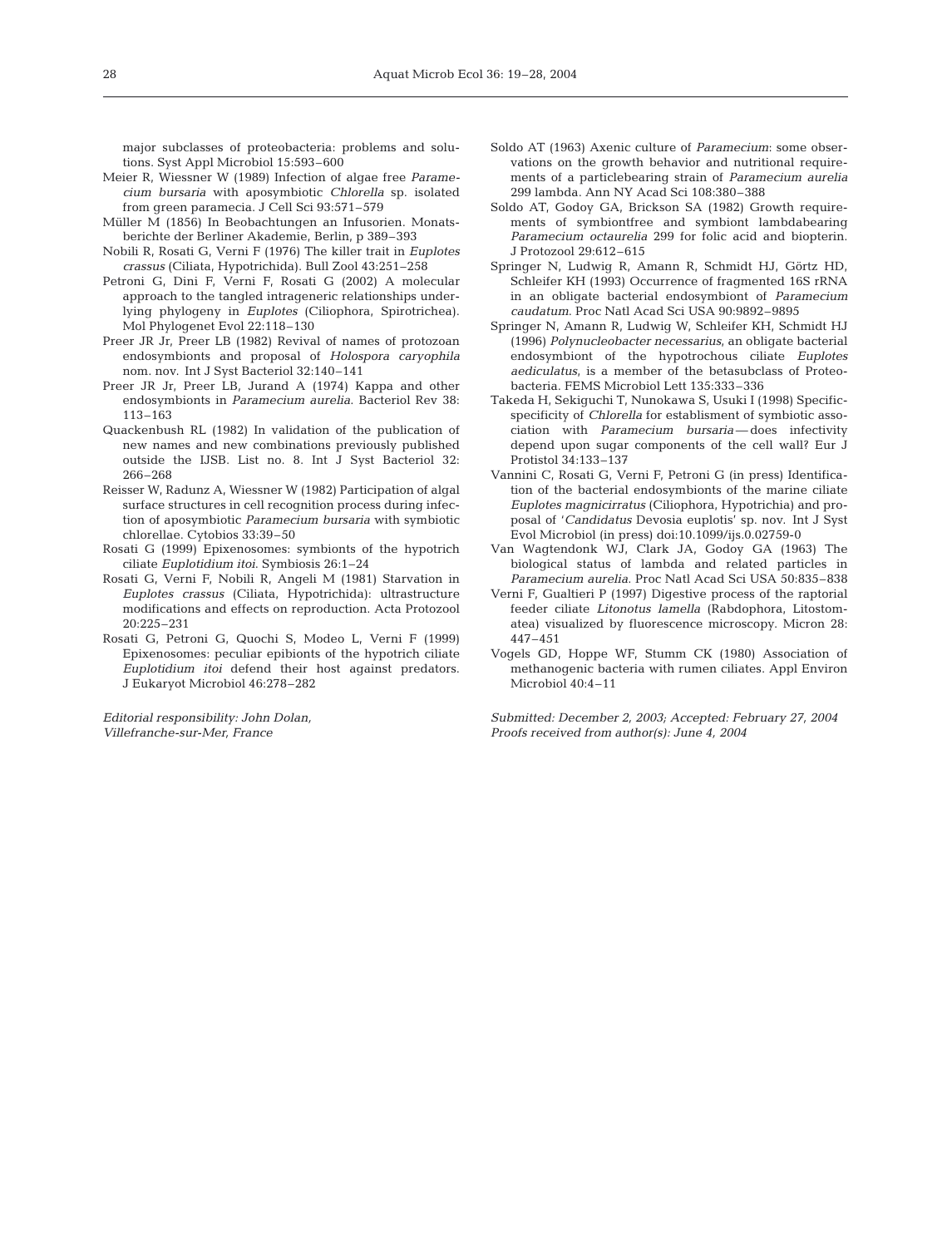major subclasses of proteobacteria: problems and solutions. Syst Appl Microbiol 15:593–600

Meier R, Wiessner W (1989) Infection of algae free *Paramecium bursaria* with aposymbiotic *Chlorella* sp. isolated from green paramecia. J Cell Sci 93:571–579

Müller M (1856) In Beobachtungen an Infusorien. Monatsberichte der Berliner Akademie, Berlin, p 389–393

Nobili R, Rosati G, Verni F (1976) The killer trait in *Euplotes crassus* (Ciliata, Hypotrichida). Bull Zool 43:251–258

Petroni G, Dini F, Verni F, Rosati G (2002) A molecular approach to the tangled intrageneric relationships underlying phylogeny in *Euplotes* (Ciliophora, Spirotrichea). Mol Phylogenet Evol 22:118–130

Preer JR Jr, Preer LB (1982) Revival of names of protozoan endosymbionts and proposal of *Holospora caryophila* nom. nov. Int J Syst Bacteriol 32:140–141

Preer JR Jr, Preer LB, Jurand A (1974) Kappa and other endosymbionts in *Paramecium aurelia*. Bacteriol Rev 38: 113–163

Quackenbush RL (1982) In validation of the publication of new names and new combinations previously published outside the IJSB. List no. 8. Int J Syst Bacteriol 32: 266–268

Reisser W, Radunz A, Wiessner W (1982) Participation of algal surface structures in cell recognition process during infection of aposymbiotic *Paramecium bursaria* with symbiotic chlorellae. Cytobios 33:39–50

Rosati G (1999) Epixenosomes: symbionts of the hypotrich ciliate *Euplotidium itoi*. Symbiosis 26:1–24

Rosati G, Verni F, Nobili R, Angeli M (1981) Starvation in *Euplotes crassus* (Ciliata, Hypotrichida): ultrastructure modifications and effects on reproduction. Acta Protozool 20:225–231

Rosati G, Petroni G, Quochi S, Modeo L, Verni F (1999) Epixenosomes: peculiar epibionts of the hypotrich ciliate *Euplotidium itoi* defend their host against predators. J Eukaryot Microbiol 46:278–282

Soldo AT (1963) Axenic culture of *Paramecium*: some observations on the growth behavior and nutritional requirements of a particlebearing strain of *Paramecium aurelia* 299 lambda. Ann NY Acad Sci 108:380–388

Soldo AT, Godoy GA, Brickson SA (1982) Growth requirements of symbiontfree and symbiont lambdabearing *Paramecium octaurelia* 299 for folic acid and biopterin. J Protozool 29:612–615

Springer N, Ludwig R, Amann R, Schmidt HJ, Görtz HD, Schleifer KH (1993) Occurrence of fragmented 16S rRNA in an obligate bacterial endosymbiont of *Paramecium caudatum*. Proc Natl Acad Sci USA 90:9892–9895

Springer N, Amann R, Ludwig W, Schleifer KH, Schmidt HJ (1996) *Polynucleobacter necessarius*, an obligate bacterial endosymbiont of the hypotrochous ciliate *Euplotes aediculatus*, is a member of the betasubclass of Proteobacteria. FEMS Microbiol Lett 135:333–336

Takeda H, Sekiguchi T, Nunokawa S, Usuki I (1998) Specific-specificity of *Chlorella* for establisment of symbiotic association with *Paramecium bursaria*—does infectivity depend upon sugar components of the cell wall? Eur J Protistol 34:133–137

Vannini C, Rosati G, Verni F, Petroni G (in press) Identification of the bacterial endosymbionts of the marine ciliate *Euplotes magnicirratus* (Ciliophora, Hypotrichia) and proposal of '*Candidatus* Devosia euplotis' sp. nov. Int J Syst Evol Microbiol (in press) doi:10.1099/ijs.0.02759-0

Van Wagtendonk WJ, Clark JA, Godoy GA (1963) The biological status of lambda and related particles in *Paramecium aurelia*. Proc Natl Acad Sci USA 50:835–838

Verni F, Gualtieri P (1997) Digestive process of the raptorial feeder ciliate *Litonotus lamella* (Rabdophora, Litostomatea) visualized by fluorescence microscopy. Micron 28: 447–451

Vogels GD, Hoppe WF, Stumm CK (1980) Association of methanogenic bacteria with rumen ciliates. Appl Environ Microbiol 40:4–11

*Editorial responsibility: John Dolan,*
*Villefranche-sur-Mer, France*

*Submitted: December 2, 2003; Accepted: February 27, 2004*
*Proofs received from author(s): June 4, 2004*